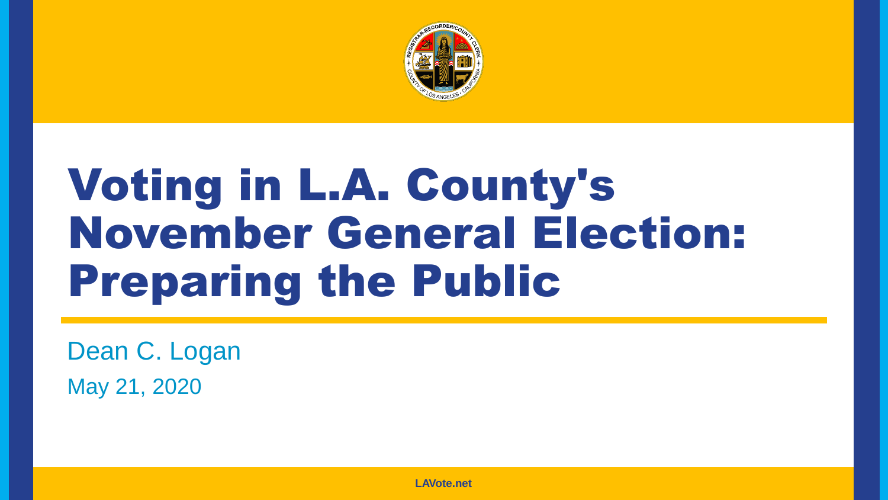# Voting in L.A. County's November General Election: Preparing the Public

Dean C. Logan

May 21, 2020

LAVote.net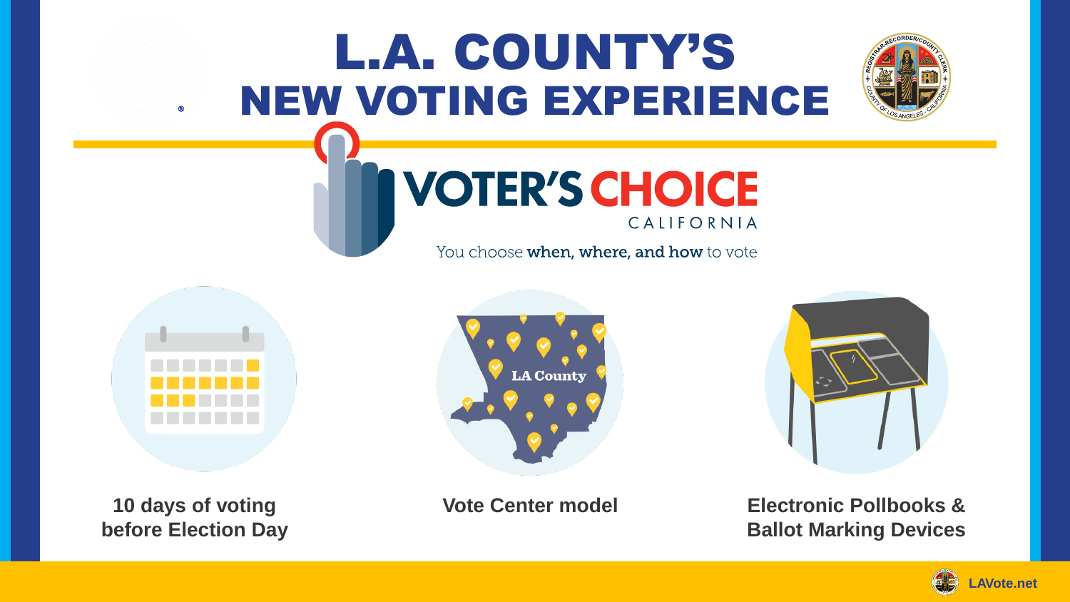# L.A. COUNTY'S NEW VOTING EXPERIENCE

VOTER'S CHOICE CALIFORNIA

You choose **when, where, and how** to vote

**10 days of voting before Election Day**

**Vote Center model**

**Electronic Pollbooks & Ballot Marking Devices**

LAVote.net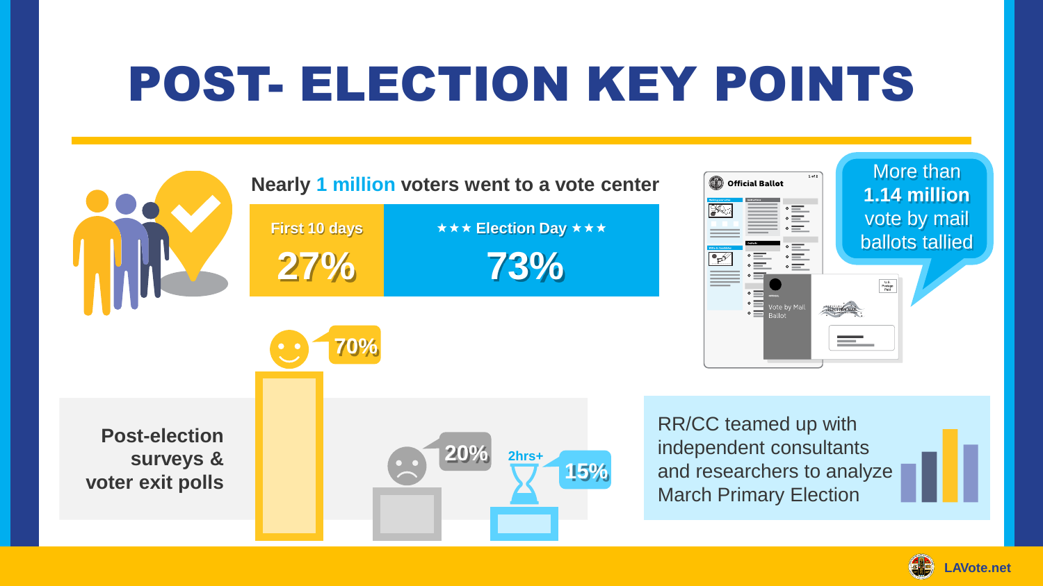# POST- ELECTION KEY POINTS

Nearly **1 million** voters went to a vote center

| First 10 days | ★★★ Election Day ★★★ |
| --- | --- |
| 27% | 73% |

More than **1.14 million** vote by mail ballots tallied

Post-election surveys & voter exit polls

70%

20%

2hrs+ 15%

RR/CC teamed up with independent consultants and researchers to analyze March Primary Election

LAVote.net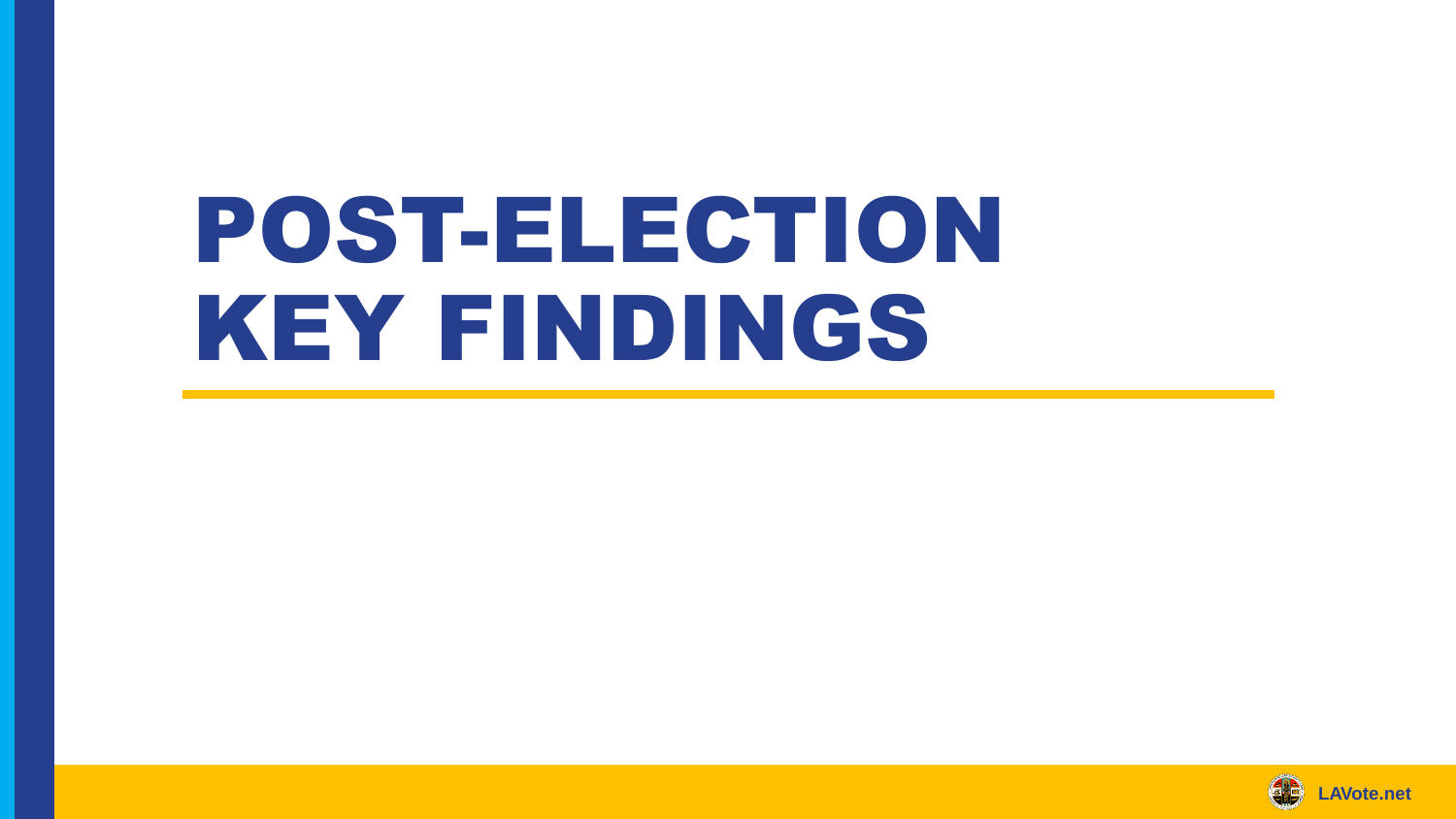# POST-ELECTION KEY FINDINGS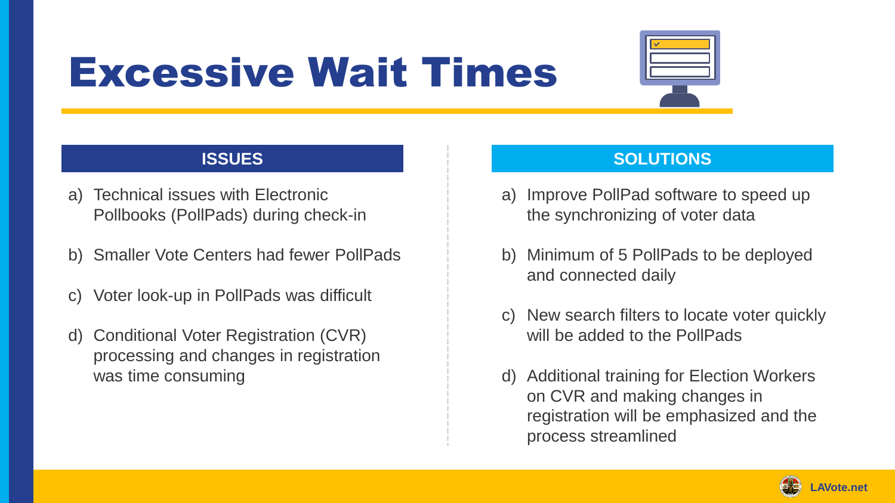# Excessive Wait Times

## ISSUES

a) Technical issues with Electronic Pollbooks (PollPads) during check-in

b) Smaller Vote Centers had fewer PollPads

c) Voter look-up in PollPads was difficult

d) Conditional Voter Registration (CVR) processing and changes in registration was time consuming

## SOLUTIONS

a) Improve PollPad software to speed up the synchronizing of voter data

b) Minimum of 5 PollPads to be deployed and connected daily

c) New search filters to locate voter quickly will be added to the PollPads

d) Additional training for Election Workers on CVR and making changes in registration will be emphasized and the process streamlined

LAVote.net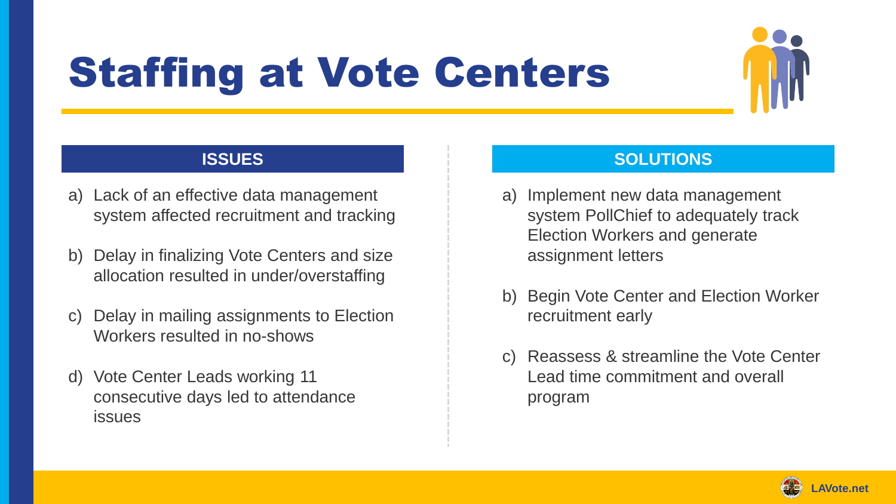# Staffing at Vote Centers

## ISSUES

a) Lack of an effective data management system affected recruitment and tracking

b) Delay in finalizing Vote Centers and size allocation resulted in under/overstaffing

c) Delay in mailing assignments to Election Workers resulted in no-shows

d) Vote Center Leads working 11 consecutive days led to attendance issues

## SOLUTIONS

a) Implement new data management system PollChief to adequately track Election Workers and generate assignment letters

b) Begin Vote Center and Election Worker recruitment early

c) Reassess & streamline the Vote Center Lead time commitment and overall program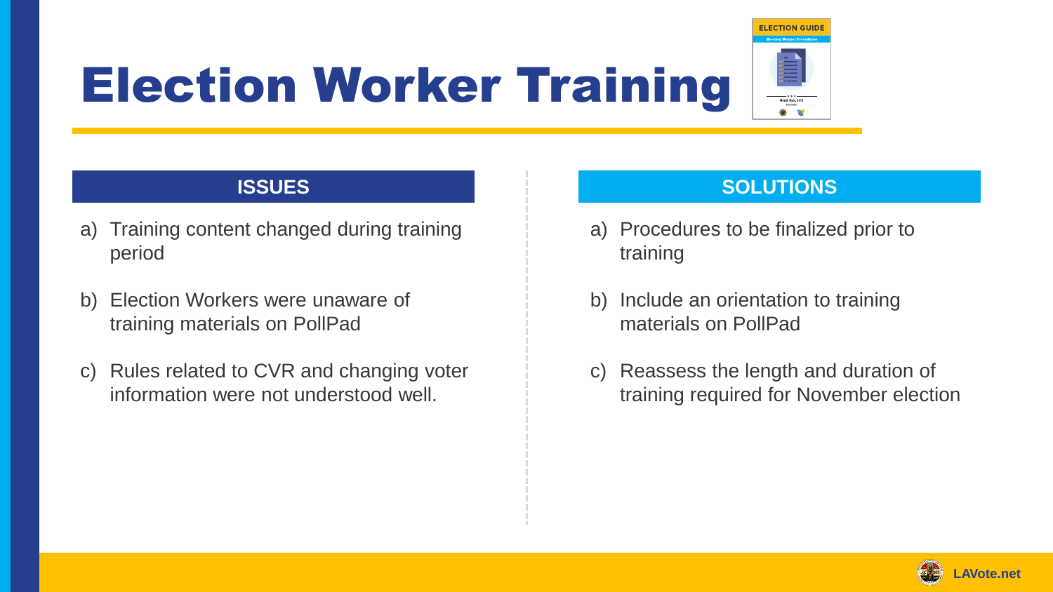# Election Worker Training

## ISSUES

a) Training content changed during training period

b) Election Workers were unaware of training materials on PollPad

c) Rules related to CVR and changing voter information were not understood well.

## SOLUTIONS

a) Procedures to be finalized prior to training

b) Include an orientation to training materials on PollPad

c) Reassess the length and duration of training required for November election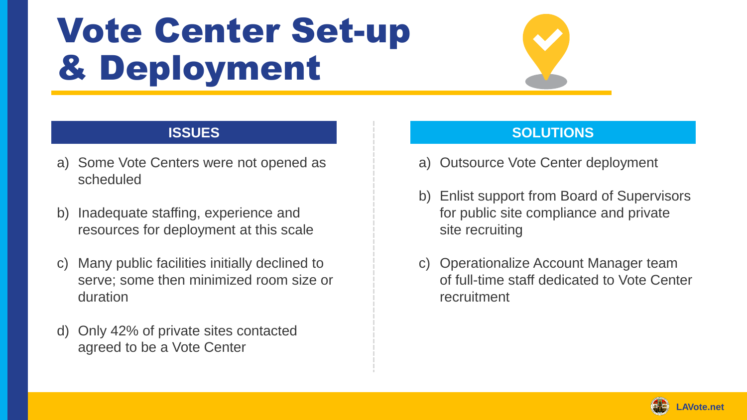# Vote Center Set-up & Deployment

## ISSUES

a) Some Vote Centers were not opened as scheduled

b) Inadequate staffing, experience and resources for deployment at this scale

c) Many public facilities initially declined to serve; some then minimized room size or duration

d) Only 42% of private sites contacted agreed to be a Vote Center

## SOLUTIONS

a) Outsource Vote Center deployment

b) Enlist support from Board of Supervisors for public site compliance and private site recruiting

c) Operationalize Account Manager team of full-time staff dedicated to Vote Center recruitment

LAVote.net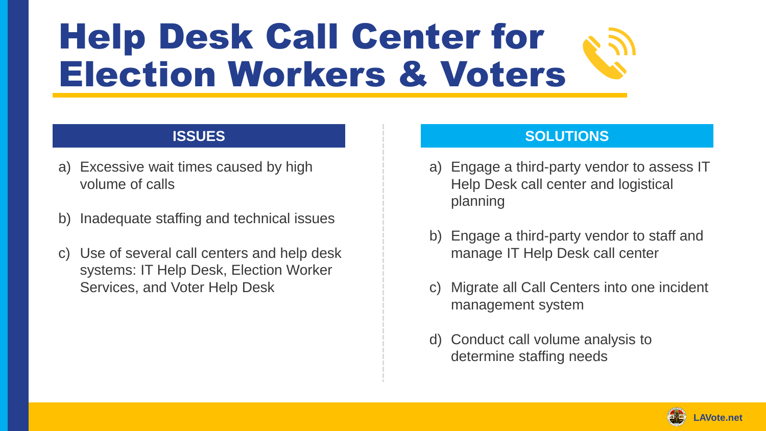# Help Desk Call Center for Election Workers & Voters

## ISSUES

a) Excessive wait times caused by high volume of calls

b) Inadequate staffing and technical issues

c) Use of several call centers and help desk systems: IT Help Desk, Election Worker Services, and Voter Help Desk

## SOLUTIONS

a) Engage a third-party vendor to assess IT Help Desk call center and logistical planning

b) Engage a third-party vendor to staff and manage IT Help Desk call center

c) Migrate all Call Centers into one incident management system

d) Conduct call volume analysis to determine staffing needs

LAVote.net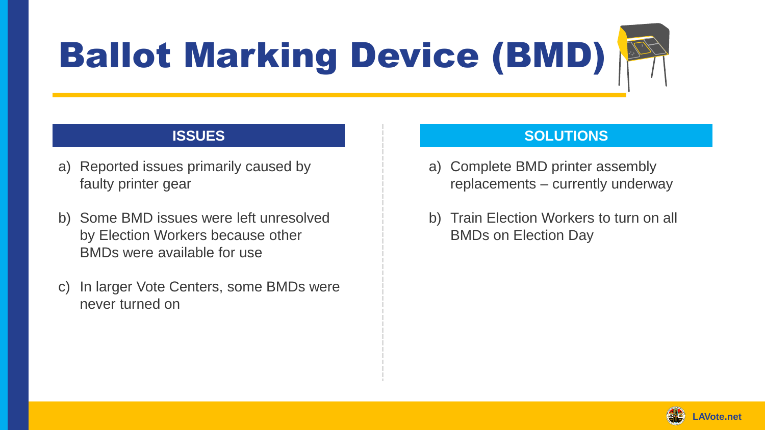# Ballot Marking Device (BMD)

## ISSUES

a) Reported issues primarily caused by faulty printer gear

b) Some BMD issues were left unresolved by Election Workers because other BMDs were available for use

c) In larger Vote Centers, some BMDs were never turned on

## SOLUTIONS

a) Complete BMD printer assembly replacements – currently underway

b) Train Election Workers to turn on all BMDs on Election Day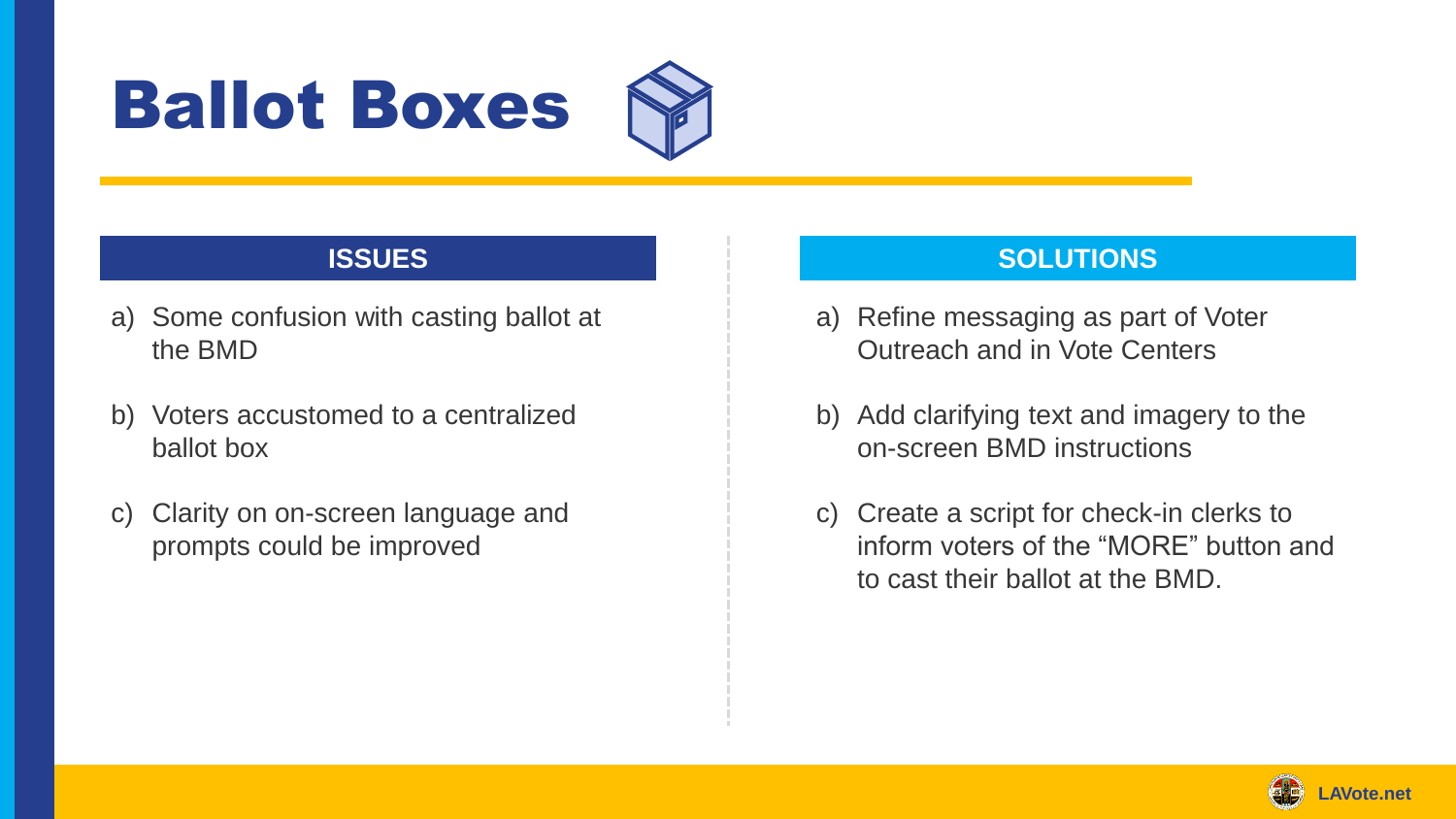# Ballot Boxes

| ISSUES | SOLUTIONS |
| --- | --- |
| a) Some confusion with casting ballot at the BMD | a) Refine messaging as part of Voter Outreach and in Vote Centers |
| b) Voters accustomed to a centralized ballot box | b) Add clarifying text and imagery to the on-screen BMD instructions |
| c) Clarity on on-screen language and prompts could be improved | c) Create a script for check-in clerks to inform voters of the "MORE" button and to cast their ballot at the BMD. |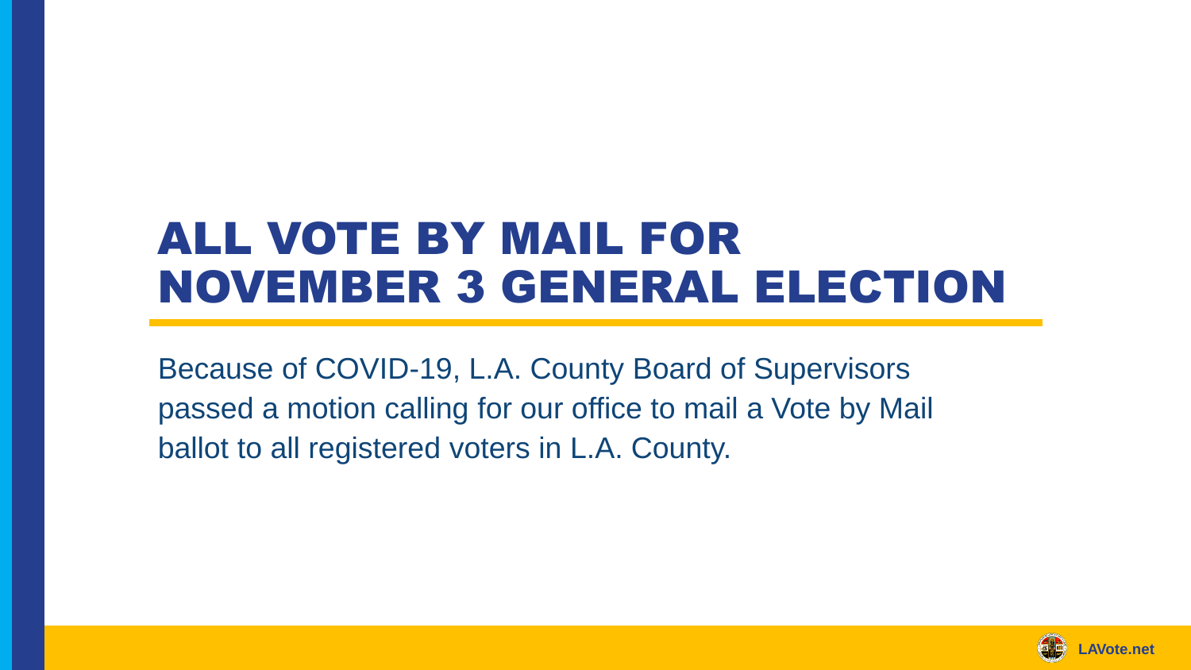# ALL VOTE BY MAIL FOR NOVEMBER 3 GENERAL ELECTION

Because of COVID-19, L.A. County Board of Supervisors passed a motion calling for our office to mail a Vote by Mail ballot to all registered voters in L.A. County.

LAVote.net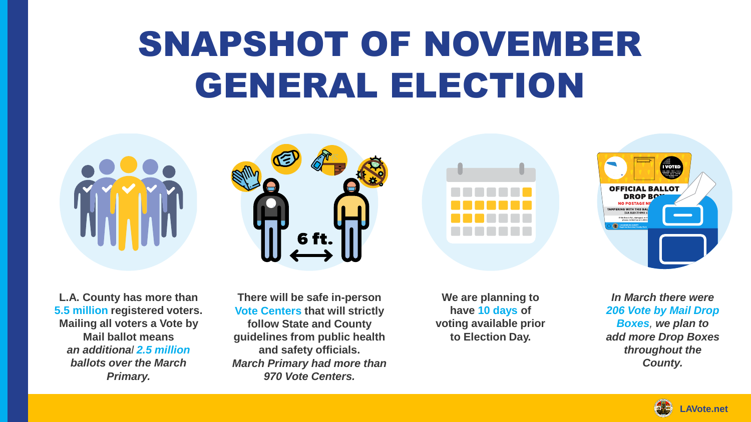# SNAPSHOT OF NOVEMBER GENERAL ELECTION

**L.A. County has more than 5.5 million registered voters. Mailing all voters a Vote by Mail ballot means *an additional 2.5 million ballots over the March Primary.***

**There will be safe in-person Vote Centers that will strictly follow State and County guidelines from public health and safety officials. *March Primary had more than 970 Vote Centers.***

**We are planning to have 10 days of voting available prior to Election Day.**

***In March there were 206 Vote by Mail Drop Boxes, we plan to add more Drop Boxes throughout the County.***

**LAVote.net**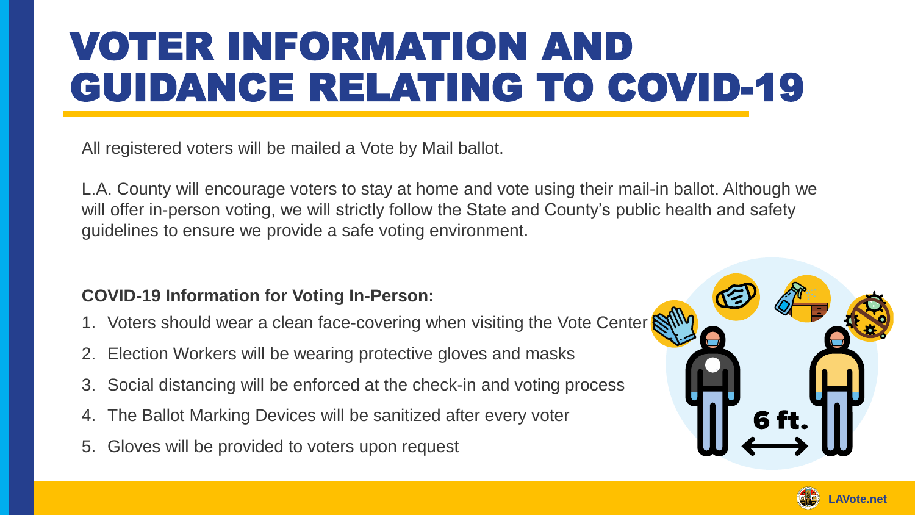# VOTER INFORMATION AND GUIDANCE RELATING TO COVID-19

All registered voters will be mailed a Vote by Mail ballot.

L.A. County will encourage voters to stay at home and vote using their mail-in ballot. Although we will offer in-person voting, we will strictly follow the State and County's public health and safety guidelines to ensure we provide a safe voting environment.

**COVID-19 Information for Voting In-Person:**

1. Voters should wear a clean face-covering when visiting the Vote Center
2. Election Workers will be wearing protective gloves and masks
3. Social distancing will be enforced at the check-in and voting process
4. The Ballot Marking Devices will be sanitized after every voter
5. Gloves will be provided to voters upon request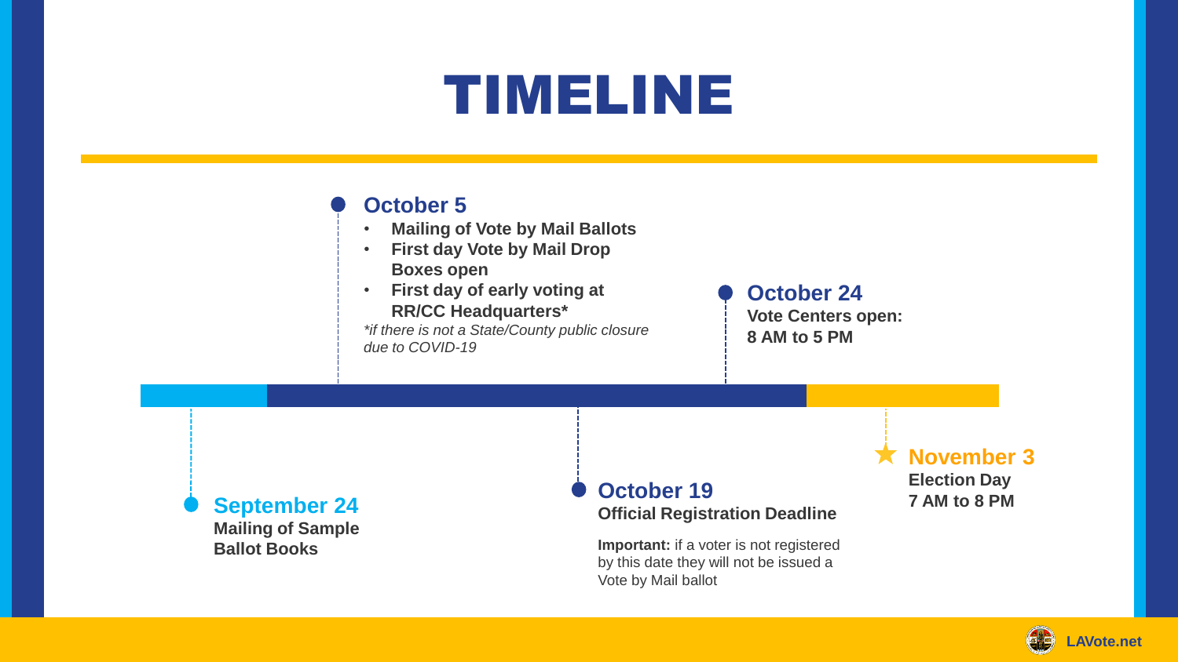# TIMELINE

### September 24
**Mailing of Sample Ballot Books**

### October 5
- **Mailing of Vote by Mail Ballots**
- **First day Vote by Mail Drop Boxes open**
- **First day of early voting at RR/CC Headquarters***

*\*if there is not a State/County public closure due to COVID-19*

### October 19
**Official Registration Deadline**

**Important:** if a voter is not registered by this date they will not be issued a Vote by Mail ballot

### October 24
**Vote Centers open: 8 AM to 5 PM**

### November 3
**Election Day**
**7 AM to 8 PM**

LAVote.net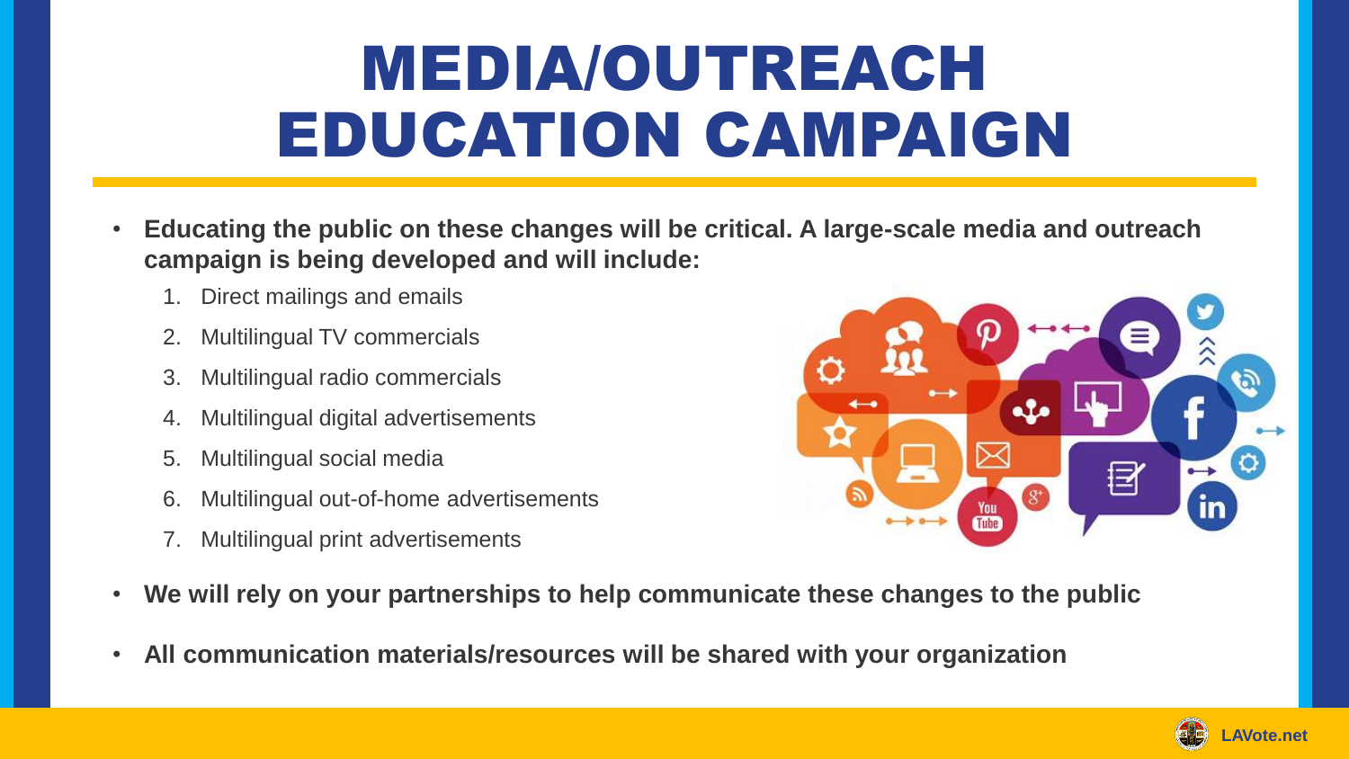# MEDIA/OUTREACH EDUCATION CAMPAIGN

- **Educating the public on these changes will be critical. A large-scale media and outreach campaign is being developed and will include:**
  1. Direct mailings and emails
  2. Multilingual TV commercials
  3. Multilingual radio commercials
  4. Multilingual digital advertisements
  5. Multilingual social media
  6. Multilingual out-of-home advertisements
  7. Multilingual print advertisements
- **We will rely on your partnerships to help communicate these changes to the public**
- **All communication materials/resources will be shared with your organization**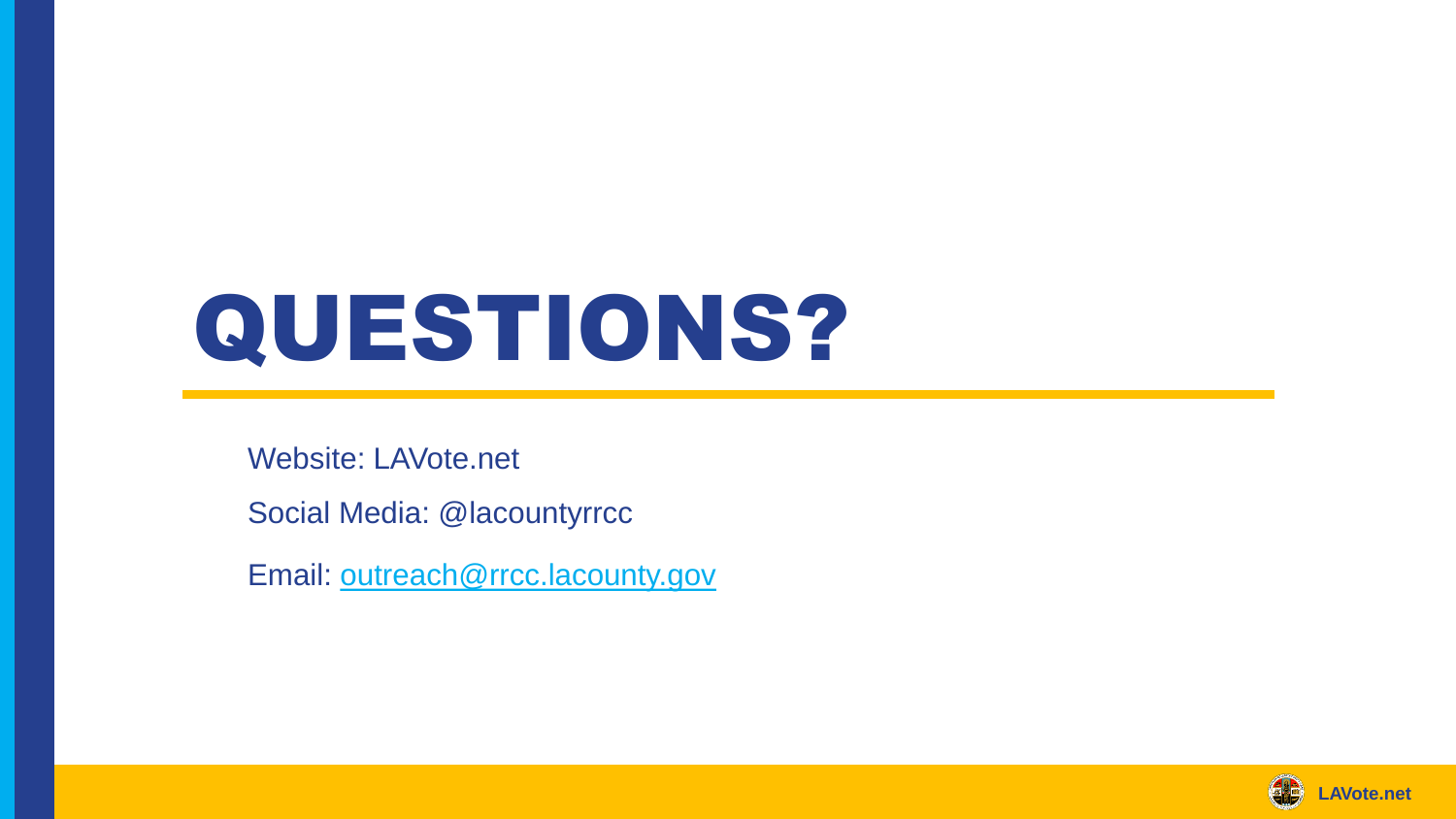# QUESTIONS?

Website: LAVote.net

Social Media: @lacountyrrcc

Email: outreach@rrcc.lacounty.gov